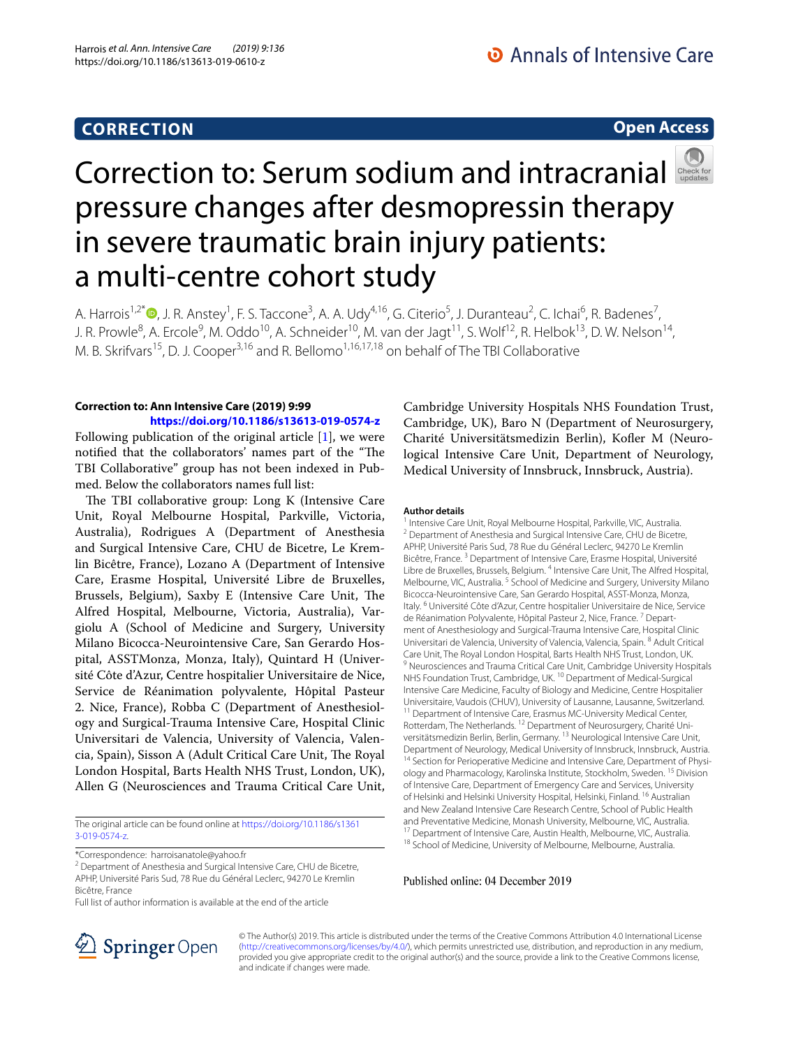**CORRECTION** **Open Access**

# Correction to: Serum sodium and intracranial pressure changes after desmopressin therapy in severe traumatic brain injury patients: a multi-centre cohort study

A. Harrois[1,2*], J. R. Anstey[1], F. S. Taccone[3], A. A. Udy[4,16], G. Citerio[5], J. Duranteau[2], C. Ichai[6], R. Badenes[7], J. R. Prowle[8], A. Ercole[9], M. Oddo[10], A. Schneider[10], M. van der Jagt[11], S. Wolf[12], R. Helbok[13], D. W. Nelson[14], M. B. Skrifvars[15], D. J. Cooper[3,16] and R. Bellomo[1,16,17,18] on behalf of The TBI Collaborative

**Correction to: Ann Intensive Care (2019) 9:99**
**https://doi.org/10.1186/s13613-019-0574-z**

Following publication of the original article [1], we were notified that the collaborators' names part of the "The TBI Collaborative" group has not been indexed in Pubmed. Below the collaborators names full list:

The TBI collaborative group: Long K (Intensive Care Unit, Royal Melbourne Hospital, Parkville, Victoria, Australia), Rodrigues A (Department of Anesthesia and Surgical Intensive Care, CHU de Bicetre, Le Kremlin Bicêtre, France), Lozano A (Department of Intensive Care, Erasme Hospital, Université Libre de Bruxelles, Brussels, Belgium), Saxby E (Intensive Care Unit, The Alfred Hospital, Melbourne, Victoria, Australia), Vargiolu A (School of Medicine and Surgery, University Milano Bicocca-Neurointensive Care, San Gerardo Hospital, ASSTMonza, Monza, Italy), Quintard H (Université Côte d'Azur, Centre hospitalier Universitaire de Nice, Service de Réanimation polyvalente, Hôpital Pasteur 2. Nice, France), Robba C (Department of Anesthesiology and Surgical-Trauma Intensive Care, Hospital Clinic Universitari de Valencia, University of Valencia, Valencia, Spain), Sisson A (Adult Critical Care Unit, The Royal London Hospital, Barts Health NHS Trust, London, UK), Allen G (Neurosciences and Trauma Critical Care Unit, Cambridge University Hospitals NHS Foundation Trust, Cambridge, UK), Baro N (Department of Neurosurgery, Charité Universitätsmedizin Berlin), Kofler M (Neurological Intensive Care Unit, Department of Neurology, Medical University of Innsbruck, Innsbruck, Austria).

The original article can be found online at https://doi.org/10.1186/s13613-019-0574-z.

*Correspondence: harroisanatole@yahoo.fr
[2] Department of Anesthesia and Surgical Intensive Care, CHU de Bicetre, APHP, Université Paris Sud, 78 Rue du Général Leclerc, 94270 Le Kremlin Bicêtre, France
Full list of author information is available at the end of the article

**Author details**
[1] Intensive Care Unit, Royal Melbourne Hospital, Parkville, VIC, Australia. [2] Department of Anesthesia and Surgical Intensive Care, CHU de Bicetre, APHP, Université Paris Sud, 78 Rue du Général Leclerc, 94270 Le Kremlin Bicêtre, France. [3] Department of Intensive Care, Erasme Hospital, Université Libre de Bruxelles, Brussels, Belgium. [4] Intensive Care Unit, The Alfred Hospital, Melbourne, VIC, Australia. [5] School of Medicine and Surgery, University Milano Bicocca-Neurointensive Care, San Gerardo Hospital, ASST-Monza, Monza, Italy. [6] Université Côte d'Azur, Centre hospitalier Universitaire de Nice, Service de Réanimation Polyvalente, Hôpital Pasteur 2, Nice, France. [7] Department of Anesthesiology and Surgical-Trauma Intensive Care, Hospital Clinic Universitari de Valencia, University of Valencia, Valencia, Spain. [8] Adult Critical Care Unit, The Royal London Hospital, Barts Health NHS Trust, London, UK. [9] Neurosciences and Trauma Critical Care Unit, Cambridge University Hospitals NHS Foundation Trust, Cambridge, UK. [10] Department of Medical-Surgical Intensive Care Medicine, Faculty of Biology and Medicine, Centre Hospitalier Universitaire, Vaudois (CHUV), University of Lausanne, Lausanne, Switzerland. [11] Department of Intensive Care, Erasmus MC-University Medical Center, Rotterdam, The Netherlands. [12] Department of Neurosurgery, Charité Universitätsmedizin Berlin, Berlin, Germany. [13] Neurological Intensive Care Unit, Department of Neurology, Medical University of Innsbruck, Innsbruck, Austria. [14] Section for Perioperative Medicine and Intensive Care, Department of Physiology and Pharmacology, Karolinska Institute, Stockholm, Sweden. [15] Division of Intensive Care, Department of Emergency Care and Services, University of Helsinki and Helsinki University Hospital, Helsinki, Finland. [16] Australian and New Zealand Intensive Care Research Centre, School of Public Health and Preventative Medicine, Monash University, Melbourne, VIC, Australia. [17] Department of Intensive Care, Austin Health, Melbourne, VIC, Australia. [18] School of Medicine, University of Melbourne, Melbourne, Australia.

Published online: 04 December 2019

© The Author(s) 2019. This article is distributed under the terms of the Creative Commons Attribution 4.0 International License (http://creativecommons.org/licenses/by/4.0/), which permits unrestricted use, distribution, and reproduction in any medium, provided you give appropriate credit to the original author(s) and the source, provide a link to the Creative Commons license, and indicate if changes were made.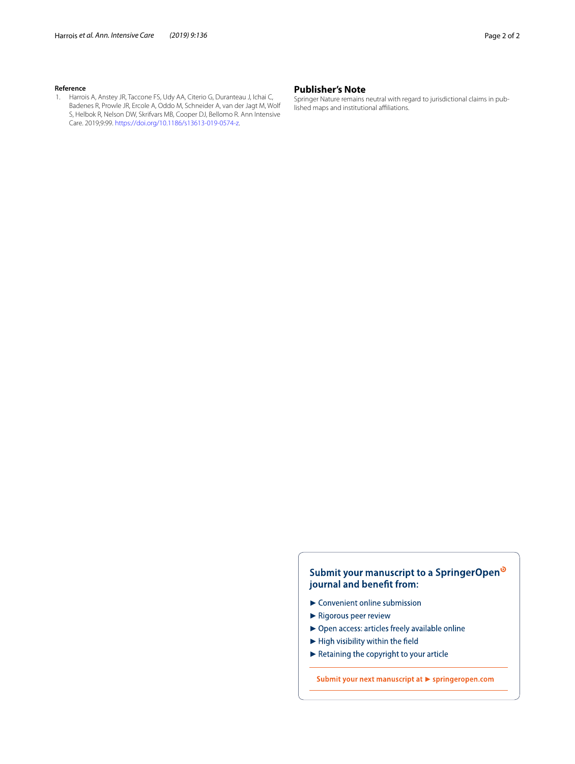### Reference

1. Harrois A, Anstey JR, Taccone FS, Udy AA, Citerio G, Duranteau J, Ichai C, Badenes R, Prowle JR, Ercole A, Oddo M, Schneider A, van der Jagt M, Wolf S, Helbok R, Nelson DW, Skrifvars MB, Cooper DJ, Bellomo R. Ann Intensive Care. 2019;9:99. https://doi.org/10.1186/s13613-019-0574-z.

## Publisher's Note

Springer Nature remains neutral with regard to jurisdictional claims in published maps and institutional affiliations.

**Submit your manuscript to a SpringerOpen journal and benefit from:**

- ► Convenient online submission
- ► Rigorous peer review
- ► Open access: articles freely available online
- ► High visibility within the field
- ► Retaining the copyright to your article

**Submit your next manuscript at ► springeropen.com**